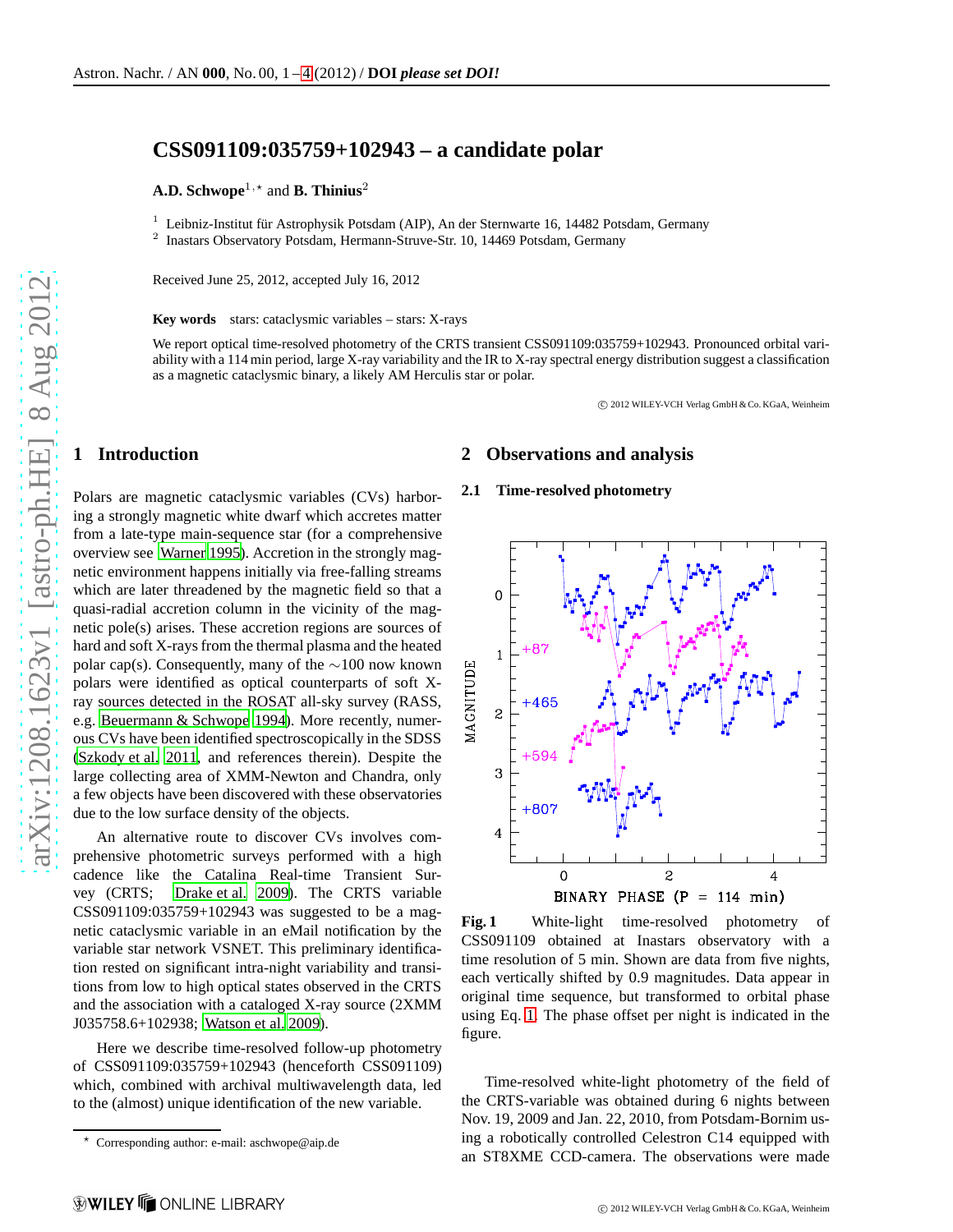# CSS091109:035759+102943 – a candidate polar

**A.D. Schwope**[1,⋆] and **B. Thinius**[2]

[1] Leibniz-Institut für Astrophysik Potsdam (AIP), An der Sternwarte 16, 14482 Potsdam, Germany
[2] Inastars Observatory Potsdam, Hermann-Struve-Str. 10, 14469 Potsdam, Germany

Received June 25, 2012, accepted July 16, 2012

**Key words** stars: cataclysmic variables – stars: X-rays

We report optical time-resolved photometry of the CRTS transient CSS091109:035759+102943. Pronounced orbital variability with a 114 min period, large X-ray variability and the IR to X-ray spectral energy distribution suggest a classification as a magnetic cataclysmic binary, a likely AM Herculis star or polar.

© 2012 WILEY-VCH Verlag GmbH & Co. KGaA, Weinheim

## 1 Introduction

Polars are magnetic cataclysmic variables (CVs) harboring a strongly magnetic white dwarf which accretes matter from a late-type main-sequence star (for a comprehensive overview see Warner 1995). Accretion in the strongly magnetic environment happens initially via free-falling streams which are later threadened by the magnetic field so that a quasi-radial accretion column in the vicinity of the magnetic pole(s) arises. These accretion regions are sources of hard and soft X-rays from the thermal plasma and the heated polar cap(s). Consequently, many of the ∼100 now known polars were identified as optical counterparts of soft X-ray sources detected in the ROSAT all-sky survey (RASS, e.g. Beuermann & Schwope 1994). More recently, numerous CVs have been identified spectroscopically in the SDSS (Szkody et al. 2011, and references therein). Despite the large collecting area of XMM-Newton and Chandra, only a few objects have been discovered with these observatories due to the low surface density of the objects.

An alternative route to discover CVs involves comprehensive photometric surveys performed with a high cadence like the Catalina Real-time Transient Survey (CRTS; Drake et al. 2009). The CRTS variable CSS091109:035759+102943 was suggested to be a magnetic cataclysmic variable in an eMail notification by the variable star network VSNET. This preliminary identification rested on significant intra-night variability and transitions from low to high optical states observed in the CRTS and the association with a cataloged X-ray source (2XMM J035758.6+102938; Watson et al. 2009).

Here we describe time-resolved follow-up photometry of CSS091109:035759+102943 (henceforth CSS091109) which, combined with archival multiwavelength data, led to the (almost) unique identification of the new variable.

⋆ Corresponding author: e-mail: aschwope@aip.de

## 2 Observations and analysis

### 2.1 Time-resolved photometry

**Fig. 1** White-light time-resolved photometry of CSS091109 obtained at Inastars observatory with a time resolution of 5 min. Shown are data from five nights, each vertically shifted by 0.9 magnitudes. Data appear in original time sequence, but transformed to orbital phase using Eq. 1. The phase offset per night is indicated in the figure.

Time-resolved white-light photometry of the field of the CRTS-variable was obtained during 6 nights between Nov. 19, 2009 and Jan. 22, 2010, from Potsdam-Bornim using a robotically controlled Celestron C14 equipped with an ST8XME CCD-camera. The observations were made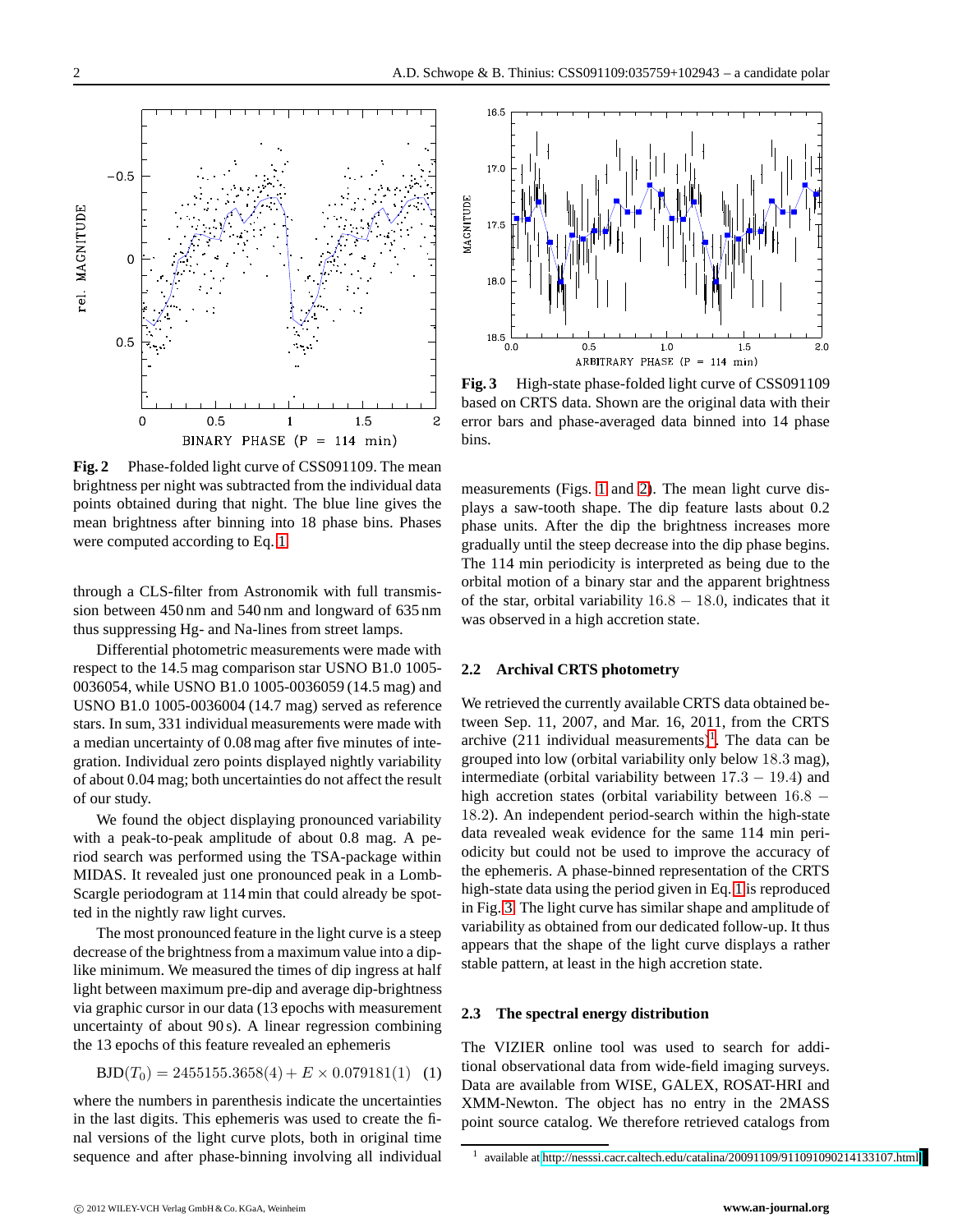Fig. 2 Phase-folded light curve of CSS091109. The mean brightness per night was subtracted from the individual data points obtained during that night. The blue line gives the mean brightness after binning into 18 phase bins. Phases were computed according to Eq. 1

through a CLS-filter from Astronomik with full transmission between 450 nm and 540 nm and longward of 635 nm thus suppressing Hg- and Na-lines from street lamps.

Differential photometric measurements were made with respect to the 14.5 mag comparison star USNO B1.0 1005-0036054, while USNO B1.0 1005-0036059 (14.5 mag) and USNO B1.0 1005-0036004 (14.7 mag) served as reference stars. In sum, 331 individual measurements were made with a median uncertainty of 0.08 mag after five minutes of integration. Individual zero points displayed nightly variability of about 0.04 mag; both uncertainties do not affect the result of our study.

We found the object displaying pronounced variability with a peak-to-peak amplitude of about 0.8 mag. A period search was performed using the TSA-package within MIDAS. It revealed just one pronounced peak in a Lomb-Scargle periodogram at 114 min that could already be spotted in the nightly raw light curves.

The most pronounced feature in the light curve is a steep decrease of the brightness from a maximum value into a dip-like minimum. We measured the times of dip ingress at half light between maximum pre-dip and average dip-brightness via graphic cursor in our data (13 epochs with measurement uncertainty of about 90 s). A linear regression combining the 13 epochs of this feature revealed an ephemeris

$$\mathrm{BJD}(T_0) = 2455155.3658(4) + E \times 0.079181(1) \quad (1)$$

where the numbers in parenthesis indicate the uncertainties in the last digits. This ephemeris was used to create the final versions of the light curve plots, both in original time sequence and after phase-binning involving all individual

Fig. 3 High-state phase-folded light curve of CSS091109 based on CRTS data. Shown are the original data with their error bars and phase-averaged data binned into 14 phase bins.

measurements (Figs. 1 and 2). The mean light curve displays a saw-tooth shape. The dip feature lasts about 0.2 phase units. After the dip the brightness increases more gradually until the steep decrease into the dip phase begins. The 114 min periodicity is interpreted as being due to the orbital motion of a binary star and the apparent brightness of the star, orbital variability $16.8 - 18.0$, indicates that it was observed in a high accretion state.

## 2.2 Archival CRTS photometry

We retrieved the currently available CRTS data obtained between Sep. 11, 2007, and Mar. 16, 2011, from the CRTS archive (211 individual measurements)[1]. The data can be grouped into low (orbital variability only below 18.3 mag), intermediate (orbital variability between $17.3 - 19.4$) and high accretion states (orbital variability between $16.8 - 18.2$). An independent period-search within the high-state data revealed weak evidence for the same 114 min periodicity but could not be used to improve the accuracy of the ephemeris. A phase-binned representation of the CRTS high-state data using the period given in Eq. 1 is reproduced in Fig. 3. The light curve has similar shape and amplitude of variability as obtained from our dedicated follow-up. It thus appears that the shape of the light curve displays a rather stable pattern, at least in the high accretion state.

## 2.3 The spectral energy distribution

The VIZIER online tool was used to search for additional observational data from wide-field imaging surveys. Data are available from WISE, GALEX, ROSAT-HRI and XMM-Newton. The object has no entry in the 2MASS point source catalog. We therefore retrieved catalogs from

[1] available at http://nesssi.cacr.caltech.edu/catalina/20091109/911091090214133107.html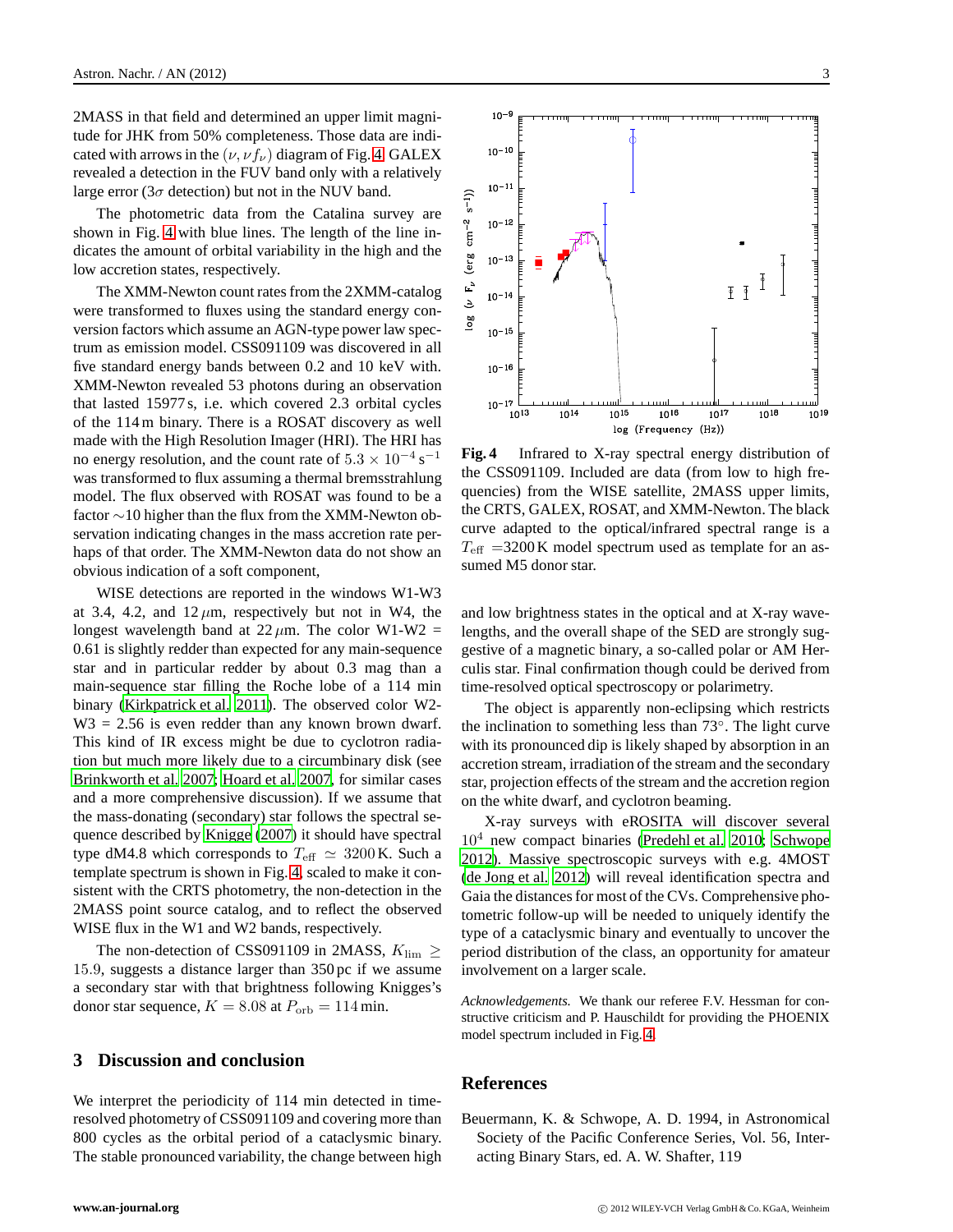2MASS in that field and determined an upper limit magnitude for JHK from 50% completeness. Those data are indicated with arrows in the $(\nu, \nu f_\nu)$ diagram of Fig. 4. GALEX revealed a detection in the FUV band only with a relatively large error ($3\sigma$ detection) but not in the NUV band.

The photometric data from the Catalina survey are shown in Fig. 4 with blue lines. The length of the line indicates the amount of orbital variability in the high and the low accretion states, respectively.

The XMM-Newton count rates from the 2XMM-catalog were transformed to fluxes using the standard energy conversion factors which assume an AGN-type power law spectrum as emission model. CSS091109 was discovered in all five standard energy bands between 0.2 and 10 keV with. XMM-Newton revealed 53 photons during an observation that lasted 15977 s, i.e. which covered 2.3 orbital cycles of the 114 m binary. There is a ROSAT discovery as well made with the High Resolution Imager (HRI). The HRI has no energy resolution, and the count rate of $5.3 \times 10^{-4}\,\mathrm{s}^{-1}$ was transformed to flux assuming a thermal bremsstrahlung model. The flux observed with ROSAT was found to be a factor $\sim$10 higher than the flux from the XMM-Newton observation indicating changes in the mass accretion rate perhaps of that order. The XMM-Newton data do not show an obvious indication of a soft component,

WISE detections are reported in the windows W1-W3 at 3.4, 4.2, and 12 $\mu$m, respectively but not in W4, the longest wavelength band at 22 $\mu$m. The color W1-W2 = 0.61 is slightly redder than expected for any main-sequence star and in particular redder by about 0.3 mag than a main-sequence star filling the Roche lobe of a 114 min binary (Kirkpatrick et al. 2011). The observed color W2-W3 = 2.56 is even redder than any known brown dwarf. This kind of IR excess might be due to cyclotron radiation but much more likely due to a circumbinary disk (see Brinkworth et al. 2007; Hoard et al. 2007, for similar cases and a more comprehensive discussion). If we assume that the mass-donating (secondary) star follows the spectral sequence described by Knigge (2007) it should have spectral type dM4.8 which corresponds to $T_{\rm eff} \simeq 3200$ K. Such a template spectrum is shown in Fig. 4, scaled to make it consistent with the CRTS photometry, the non-detection in the 2MASS point source catalog, and to reflect the observed WISE flux in the W1 and W2 bands, respectively.

The non-detection of CSS091109 in 2MASS, $K_{\rm lim} \geq 15.9$, suggests a distance larger than 350 pc if we assume a secondary star with that brightness following Knigges's donor star sequence, $K = 8.08$ at $P_{\rm orb} = 114$ min.

**Fig. 4** Infrared to X-ray spectral energy distribution of the CSS091109. Included are data (from low to high frequencies) from the WISE satellite, 2MASS upper limits, the CRTS, GALEX, ROSAT, and XMM-Newton. The black curve adapted to the optical/infrared spectral range is a $T_{\rm eff}$ =3200 K model spectrum used as template for an assumed M5 donor star.

## 3 Discussion and conclusion

We interpret the periodicity of 114 min detected in time-resolved photometry of CSS091109 and covering more than 800 cycles as the orbital period of a cataclysmic binary. The stable pronounced variability, the change between high and low brightness states in the optical and at X-ray wavelengths, and the overall shape of the SED are strongly suggestive of a magnetic binary, a so-called polar or AM Herculis star. Final confirmation though could be derived from time-resolved optical spectroscopy or polarimetry.

The object is apparently non-eclipsing which restricts the inclination to something less than 73°. The light curve with its pronounced dip is likely shaped by absorption in an accretion stream, irradiation of the stream and the secondary star, projection effects of the stream and the accretion region on the white dwarf, and cyclotron beaming.

X-ray surveys with eROSITA will discover several $10^4$ new compact binaries (Predehl et al. 2010; Schwope 2012). Massive spectroscopic surveys with e.g. 4MOST (de Jong et al. 2012) will reveal identification spectra and Gaia the distances for most of the CVs. Comprehensive photometric follow-up will be needed to uniquely identify the type of a cataclysmic binary and eventually to uncover the period distribution of the class, an opportunity for amateur involvement on a larger scale.

*Acknowledgements.* We thank our referee F.V. Hessman for constructive criticism and P. Hauschildt for providing the PHOENIX model spectrum included in Fig. 4.

## References

Beuermann, K. & Schwope, A. D. 1994, in Astronomical Society of the Pacific Conference Series, Vol. 56, Interacting Binary Stars, ed. A. W. Shafter, 119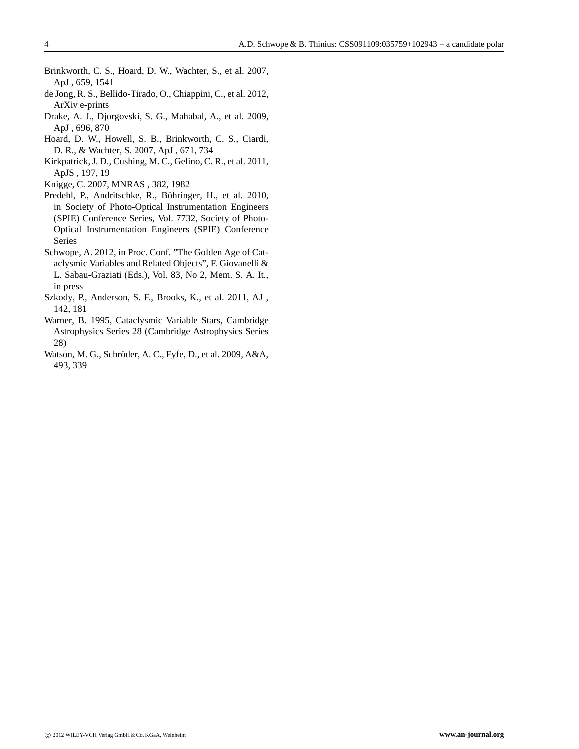Brinkworth, C. S., Hoard, D. W., Wachter, S., et al. 2007, ApJ , 659, 1541

de Jong, R. S., Bellido-Tirado, O., Chiappini, C., et al. 2012, ArXiv e-prints

Drake, A. J., Djorgovski, S. G., Mahabal, A., et al. 2009, ApJ , 696, 870

Hoard, D. W., Howell, S. B., Brinkworth, C. S., Ciardi, D. R., & Wachter, S. 2007, ApJ , 671, 734

Kirkpatrick, J. D., Cushing, M. C., Gelino, C. R., et al. 2011, ApJS , 197, 19

Knigge, C. 2007, MNRAS , 382, 1982

Predehl, P., Andritschke, R., Böhringer, H., et al. 2010, in Society of Photo-Optical Instrumentation Engineers (SPIE) Conference Series, Vol. 7732, Society of Photo-Optical Instrumentation Engineers (SPIE) Conference Series

Schwope, A. 2012, in Proc. Conf. "The Golden Age of Cataclysmic Variables and Related Objects", F. Giovanelli & L. Sabau-Graziati (Eds.), Vol. 83, No 2, Mem. S. A. It., in press

Szkody, P., Anderson, S. F., Brooks, K., et al. 2011, AJ , 142, 181

Warner, B. 1995, Cataclysmic Variable Stars, Cambridge Astrophysics Series 28 (Cambridge Astrophysics Series 28)

Watson, M. G., Schröder, A. C., Fyfe, D., et al. 2009, A&A, 493, 339